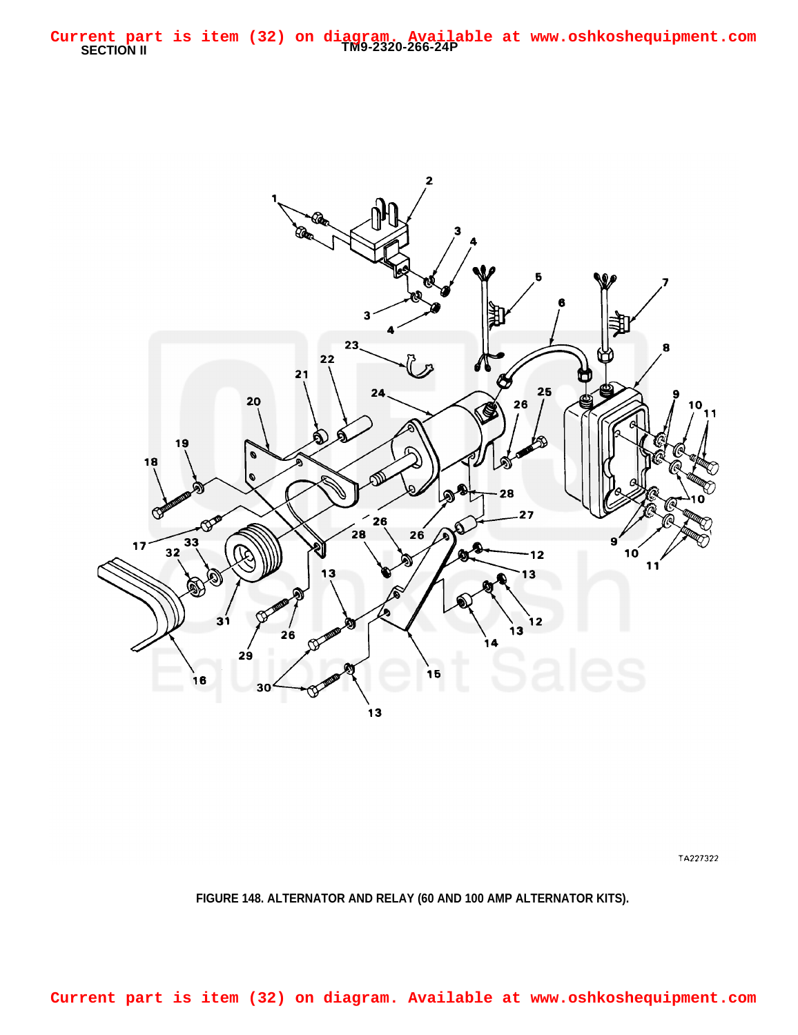Current part is item (32) on diagram. Available at www.oshkoshequipment.com

FIGURE 148. ALTERNATOR AND RELAY (60 AND 100 AMP ALTERNATOR KITS).

Current part is item (32) on diagram. Available at www.oshkoshequipment.com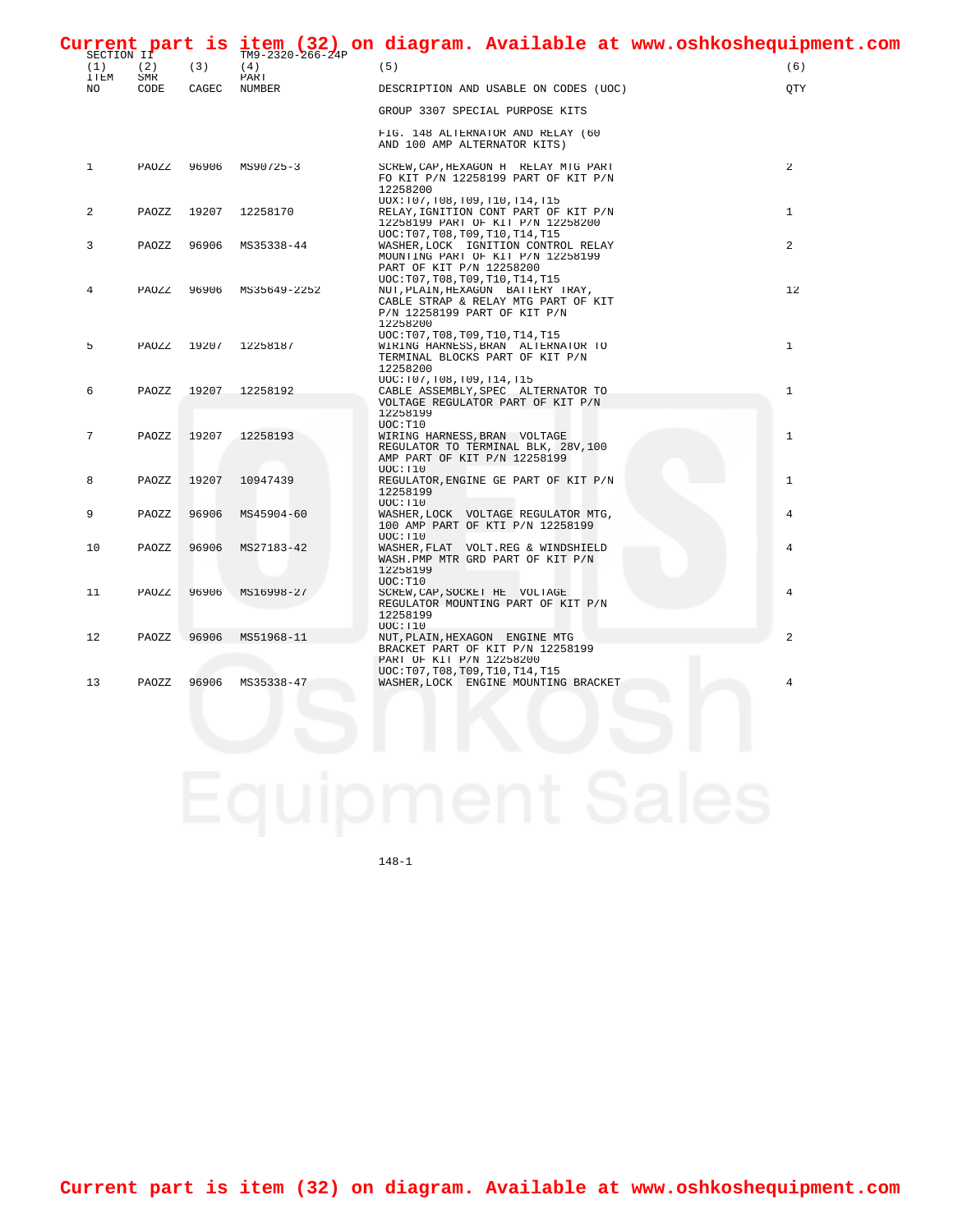Current part is item (32) on diagram. Available at www.oshkoshequipment.com

SECTION II TM9-2320-266-24P

| (1) ITEM NO | (2) SMR CODE | (3) CAGEC | (4) PART NUMBER | (5) DESCRIPTION AND USABLE ON CODES (UOC) | (6) QTY |
|---|---|---|---|---|---|
| | | | | GROUP 3307 SPECIAL PURPOSE KITS | |
| | | | | FIG. 148 ALTERNATOR AND RELAY (60 AND 100 AMP ALTERNATOR KITS) | |
| 1 | PAOZZ | 96906 | MS90725-3 | SCREW,CAP,HEXAGON H RELAY MTG PART FO KIT P/N 12258199 PART OF KIT P/N 12258200 UOX:T07,T08,T09,T10,T14,T15 | 2 |
| 2 | PAOZZ | 19207 | 12258170 | RELAY,IGNITION CONT PART OF KIT P/N 12258199 PART OF KIT P/N 12258200 UOC:T07,T08,T09,T10,T14,T15 | 1 |
| 3 | PAOZZ | 96906 | MS35338-44 | WASHER,LOCK IGNITION CONTROL RELAY MOUNTING PART OF KIT P/N 12258199 PART OF KIT P/N 12258200 UOC:T07,T08,T09,T10,T14,T15 | 2 |
| 4 | PAOZZ | 96906 | MS35649-2252 | NUT,PLAIN,HEXAGON BATTERY TRAY, CABLE STRAP & RELAY MTG PART OF KIT P/N 12258199 PART OF KIT P/N 12258200 UOC:T07,T08,T09,T10,T14,T15 | 12 |
| 5 | PAOZZ | 19207 | 12258187 | WIRING HARNESS,BRAN ALTERNATOR TO TERMINAL BLOCKS PART OF KIT P/N 12258200 UOC:T07,T08,T09,T14,T15 | 1 |
| 6 | PAOZZ | 19207 | 12258192 | CABLE ASSEMBLY,SPEC ALTERNATOR TO VOLTAGE REGULATOR PART OF KIT P/N 12258199 UOC:T10 | 1 |
| 7 | PAOZZ | 19207 | 12258193 | WIRING HARNESS,BRAN VOLTAGE REGULATOR TO TERMINAL BLK, 28V,100 AMP PART OF KIT P/N 12258199 UOC:T10 | 1 |
| 8 | PAOZZ | 19207 | 10947439 | REGULATOR,ENGINE GE PART OF KIT P/N 12258199 UOC:T10 | 1 |
| 9 | PAOZZ | 96906 | MS45904-60 | WASHER,LOCK VOLTAGE REGULATOR MTG, 100 AMP PART OF KTI P/N 12258199 UOC:T10 | 4 |
| 10 | PAOZZ | 96906 | MS27183-42 | WASHER,FLAT VOLT.REG & WINDSHIELD WASH.PMP MTR GRD PART OF KIT P/N 12258199 UOC:T10 | 4 |
| 11 | PAOZZ | 96906 | MS16998-27 | SCREW,CAP,SOCKET HE VOLTAGE REGULATOR MOUNTING PART OF KIT P/N 12258199 UOC:T10 | 4 |
| 12 | PAOZZ | 96906 | MS51968-11 | NUT,PLAIN,HEXAGON ENGINE MTG BRACKET PART OF KIT P/N 12258199 PART OF KIT P/N 12258200 UOC:T07,T08,T09,T10,T14,T15 | 2 |
| 13 | PAOZZ | 96906 | MS35338-47 | WASHER,LOCK ENGINE MOUNTING BRACKET | 4 |

Current part is item (32) on diagram. Available at www.oshkoshequipment.com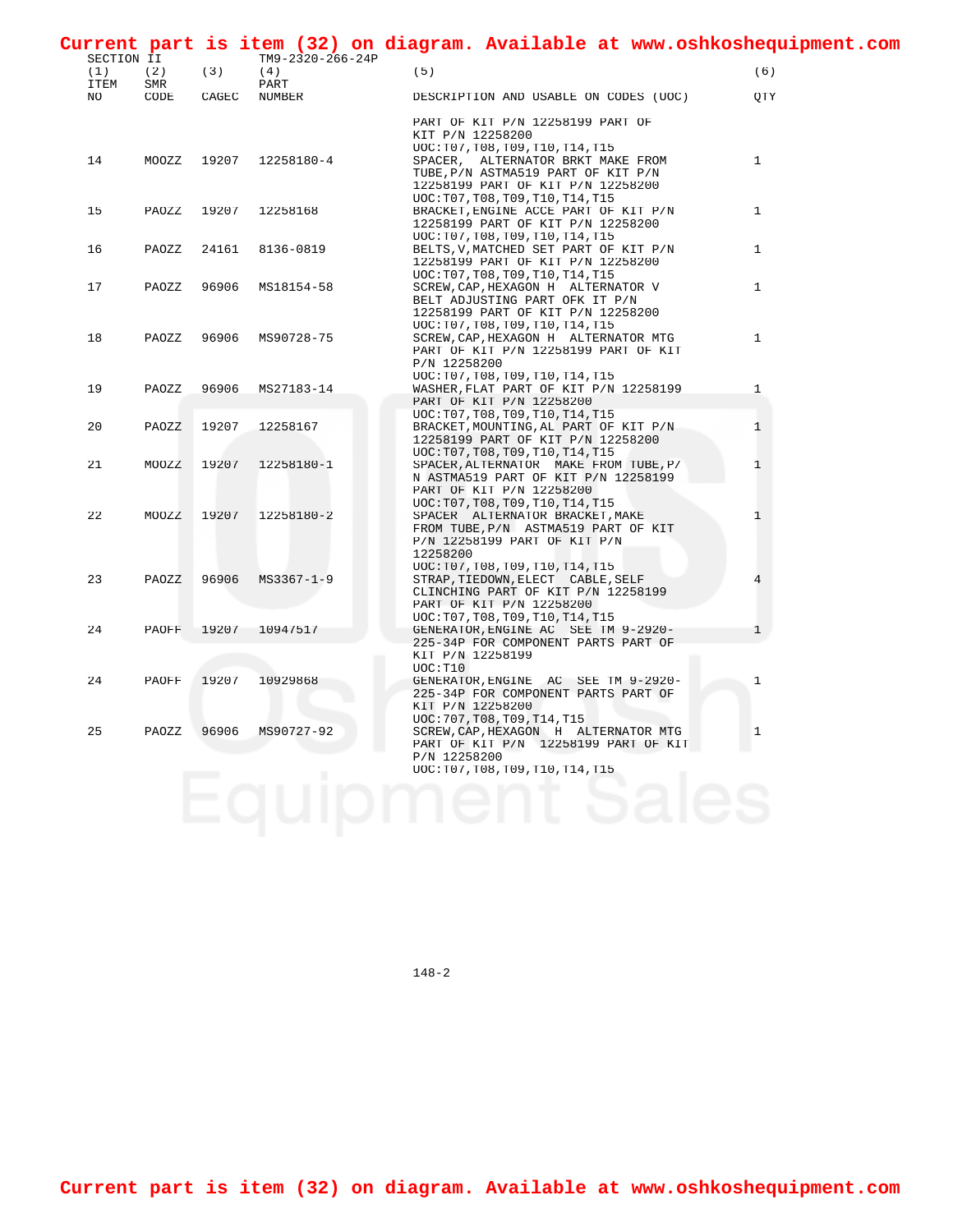**Current part is item (32) on diagram. Available at www.oshkoshequipment.com**

SECTION II TM9-2320-266-24P

| (1) ITEM NO | (2) SMR CODE | (3) CAGEC | (4) PART NUMBER | (5) DESCRIPTION AND USABLE ON CODES (UOC) | (6) QTY |
|---|---|---|---|---|---|
| | | | | PART OF KIT P/N 12258199 PART OF KIT P/N 12258200 UOC:T07,T08,T09,T10,T14,T15 | |
| 14 | MOOZZ | 19207 | 12258180-4 | SPACER, ALTERNATOR BRKT MAKE FROM TUBE,P/N ASTMA519 PART OF KIT P/N 12258199 PART OF KIT P/N 12258200 UOC:T07,T08,T09,T10,T14,T15 | 1 |
| 15 | PAOZZ | 19207 | 12258168 | BRACKET,ENGINE ACCE PART OF KIT P/N 12258199 PART OF KIT P/N 12258200 UOC:T07,T08,T09,T10,T14,T15 | 1 |
| 16 | PAOZZ | 24161 | 8136-0819 | BELTS,V,MATCHED SET PART OF KIT P/N 12258199 PART OF KIT P/N 12258200 UOC:T07,T08,T09,T10,T14,T15 | 1 |
| 17 | PAOZZ | 96906 | MS18154-58 | SCREW,CAP,HEXAGON H ALTERNATOR V BELT ADJUSTING PART OFK IT P/N 12258199 PART OF KIT P/N 12258200 UOC:T07,T08,T09,T10,T14,T15 | 1 |
| 18 | PAOZZ | 96906 | MS90728-75 | SCREW,CAP,HEXAGON H ALTERNATOR MTG PART OF KIT P/N 12258199 PART OF KIT P/N 12258200 UOC:T07,T08,T09,T10,T14,T15 | 1 |
| 19 | PAOZZ | 96906 | MS27183-14 | WASHER,FLAT PART OF KIT P/N 12258199 PART OF KIT P/N 12258200 UOC:T07,T08,T09,T10,T14,T15 | 1 |
| 20 | PAOZZ | 19207 | 12258167 | BRACKET,MOUNTING,AL PART OF KIT P/N 12258199 PART OF KIT P/N 12258200 UOC:T07,T08,T09,T10,T14,T15 | 1 |
| 21 | MOOZZ | 19207 | 12258180-1 | SPACER,ALTERNATOR MAKE FROM TUBE,P/N ASTMA519 PART OF KIT P/N 12258199 PART OF KIT P/N 12258200 UOC:T07,T08,T09,T10,T14,T15 | 1 |
| 22 | MOOZZ | 19207 | 12258180-2 | SPACER ALTERNATOR BRACKET,MAKE FROM TUBE,P/N ASTMA519 PART OF KIT P/N 12258199 PART OF KIT P/N 12258200 UOC:T07,T08,T09,T10,T14,T15 | 1 |
| 23 | PAOZZ | 96906 | MS3367-1-9 | STRAP,TIEDOWN,ELECT CABLE,SELF CLINCHING PART OF KIT P/N 12258199 PART OF KIT P/N 12258200 UOC:T07,T08,T09,T10,T14,T15 | 4 |
| 24 | PAOFF | 19207 | 10947517 | GENERATOR,ENGINE AC SEE TM 9-2920-225-34P FOR COMPONENT PARTS PART OF KIT P/N 12258199 UOC:T10 | 1 |
| 24 | PAOFF | 19207 | 10929868 | GENERATOR,ENGINE AC SEE TM 9-2920-225-34P FOR COMPONENT PARTS PART OF KIT P/N 12258200 UOC:707,T08,T09,T14,T15 | 1 |
| 25 | PAOZZ | 96906 | MS90727-92 | SCREW,CAP,HEXAGON H ALTERNATOR MTG PART OF KIT P/N 12258199 PART OF KIT P/N 12258200 UOC:T07,T08,T09,T10,T14,T15 | 1 |

**Current part is item (32) on diagram. Available at www.oshkoshequipment.com**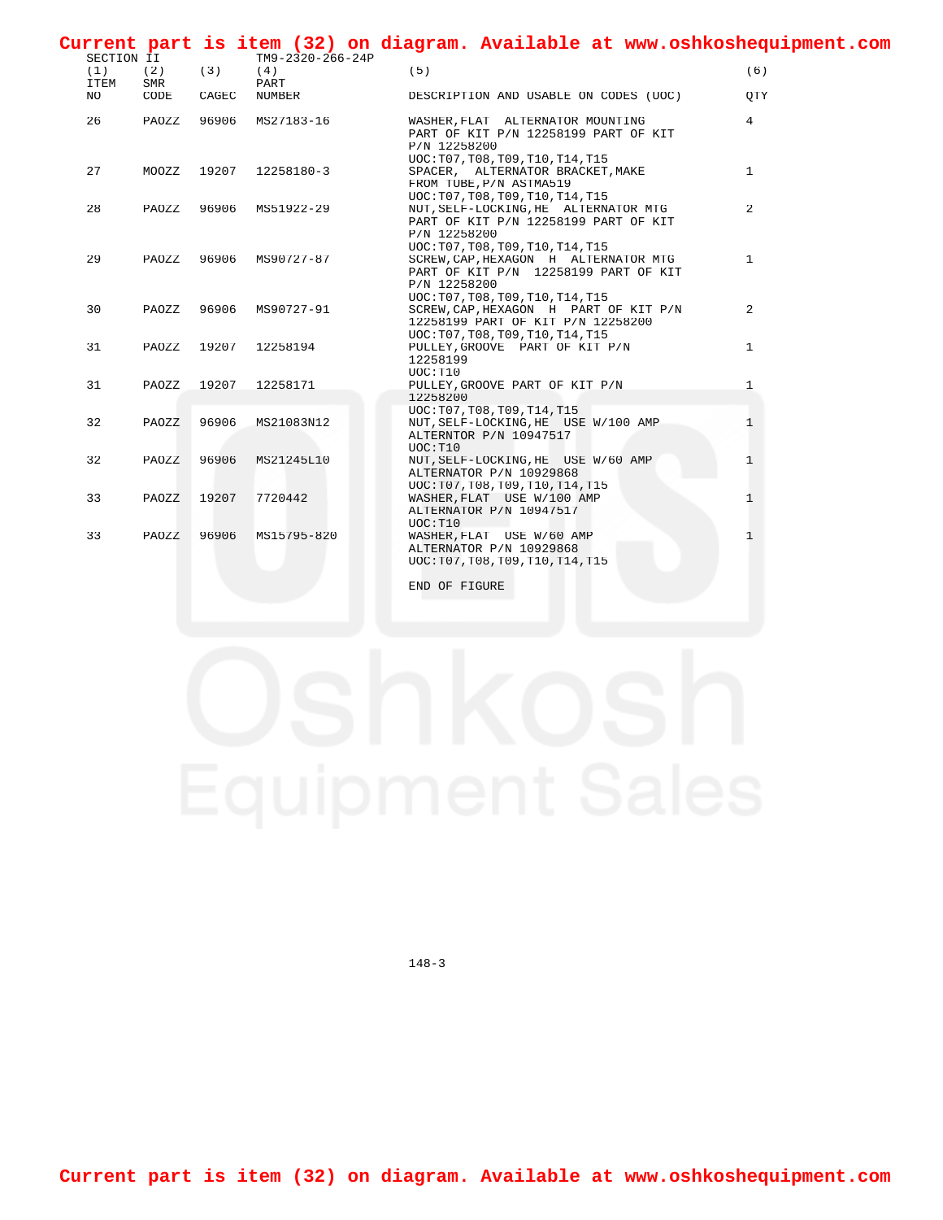**Current part is item (32) on diagram. Available at www.oshkoshequipment.com**

SECTION II TM9-2320-266-24P

| (1) ITEM NO | (2) SMR CODE | (3) CAGEC | (4) PART NUMBER | (5) DESCRIPTION AND USABLE ON CODES (UOC) | (6) QTY |
|---|---|---|---|---|---|
| 26 | PAOZZ | 96906 | MS27183-16 | WASHER,FLAT ALTERNATOR MOUNTING PART OF KIT P/N 12258199 PART OF KIT P/N 12258200 UOC:T07,T08,T09,T10,T14,T15 | 4 |
| 27 | MOOZZ | 19207 | 12258180-3 | SPACER, ALTERNATOR BRACKET,MAKE FROM TUBE,P/N ASTMA519 UOC:T07,T08,T09,T10,T14,T15 | 1 |
| 28 | PAOZZ | 96906 | MS51922-29 | NUT,SELF-LOCKING,HE ALTERNATOR MTG PART OF KIT P/N 12258199 PART OF KIT P/N 12258200 UOC:T07,T08,T09,T10,T14,T15 | 2 |
| 29 | PAOZZ | 96906 | MS90727-87 | SCREW,CAP,HEXAGON H ALTERNATOR MTG PART OF KIT P/N 12258199 PART OF KIT P/N 12258200 UOC:T07,T08,T09,T10,T14,T15 | 1 |
| 30 | PAOZZ | 96906 | MS90727-91 | SCREW,CAP,HEXAGON H PART OF KIT P/N 12258199 PART OF KIT P/N 12258200 UOC:T07,T08,T09,T10,T14,T15 | 2 |
| 31 | PAOZZ | 19207 | 12258194 | PULLEY,GROOVE PART OF KIT P/N 12258199 UOC:T10 | 1 |
| 31 | PAOZZ | 19207 | 12258171 | PULLEY,GROOVE PART OF KIT P/N 12258200 UOC:T07,T08,T09,T14,T15 | 1 |
| 32 | PAOZZ | 96906 | MS21083N12 | NUT,SELF-LOCKING,HE USE W/100 AMP ALTERNTOR P/N 10947517 UOC:T10 | 1 |
| 32 | PAOZZ | 96906 | MS21245L10 | NUT,SELF-LOCKING,HE USE W/60 AMP ALTERNATOR P/N 10929868 UOC:T07,T08,T09,T10,T14,T15 | 1 |
| 33 | PAOZZ | 19207 | 7720442 | WASHER,FLAT USE W/100 AMP ALTERNATOR P/N 10947517 UOC:T10 | 1 |
| 33 | PAOZZ | 96906 | MS15795-820 | WASHER,FLAT USE W/60 AMP ALTERNATOR P/N 10929868 UOC:T07,T08,T09,T10,T14,T15 | 1 |

END OF FIGURE

**Current part is item (32) on diagram. Available at www.oshkoshequipment.com**